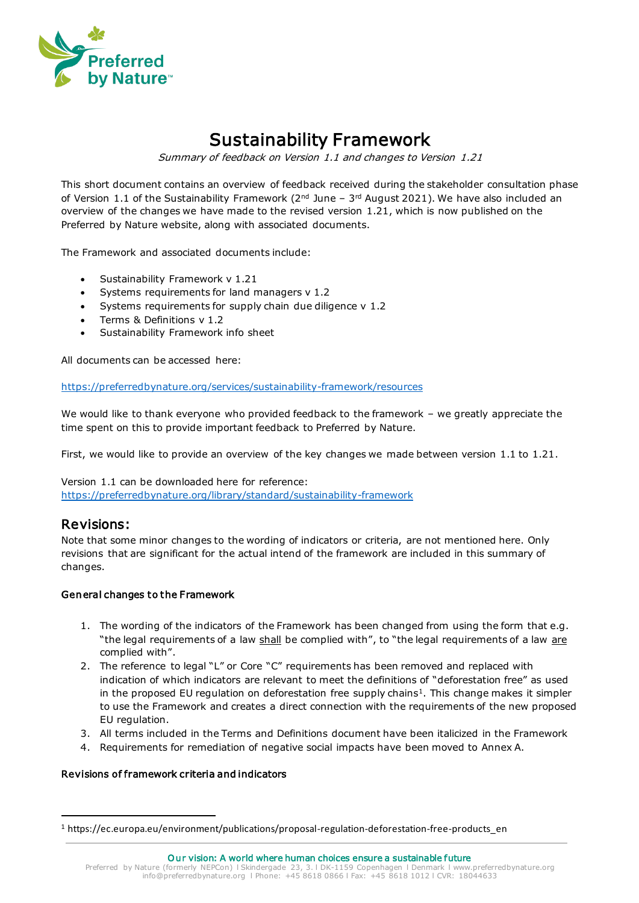# Sustainability Framework

*Summary of feedback on Version 1.1 and changes to Version 1.21*

This short document contains an overview of feedback received during the stakeholder consultation phase of Version 1.1 of the Sustainability Framework (2nd June – 3rd August 2021). We have also included an overview of the changes we have made to the revised version 1.21, which is now published on the Preferred by Nature website, along with associated documents.

The Framework and associated documents include:

- Sustainability Framework v 1.21
- Systems requirements for land managers v 1.2
- Systems requirements for supply chain due diligence v 1.2
- Terms & Definitions v 1.2
- Sustainability Framework info sheet

All documents can be accessed here:

https://preferredbynature.org/services/sustainability-framework/resources

We would like to thank everyone who provided feedback to the framework – we greatly appreciate the time spent on this to provide important feedback to Preferred by Nature.

First, we would like to provide an overview of the key changes we made between version 1.1 to 1.21.

Version 1.1 can be downloaded here for reference:
https://preferredbynature.org/library/standard/sustainability-framework

## Revisions:

Note that some minor changes to the wording of indicators or criteria, are not mentioned here. Only revisions that are significant for the actual intend of the framework are included in this summary of changes.

### General changes to the Framework

1. The wording of the indicators of the Framework has been changed from using the form that e.g. "the legal requirements of a law shall be complied with", to "the legal requirements of a law are complied with".
2. The reference to legal "L" or Core "C" requirements has been removed and replaced with indication of which indicators are relevant to meet the definitions of "deforestation free" as used in the proposed EU regulation on deforestation free supply chains[1]. This change makes it simpler to use the Framework and creates a direct connection with the requirements of the new proposed EU regulation.
3. All terms included in the Terms and Definitions document have been italicized in the Framework
4. Requirements for remediation of negative social impacts have been moved to Annex A.

### Revisions of framework criteria and indicators

[1] https://ec.europa.eu/environment/publications/proposal-regulation-deforestation-free-products_en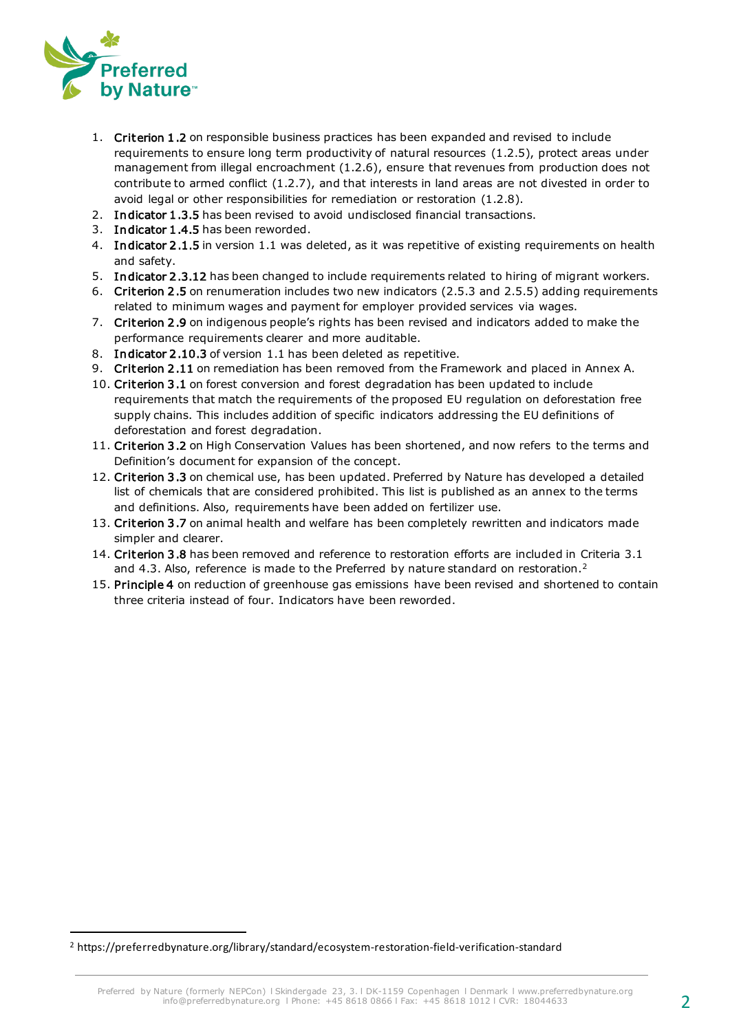1. **Criterion 1.2** on responsible business practices has been expanded and revised to include requirements to ensure long term productivity of natural resources (1.2.5), protect areas under management from illegal encroachment (1.2.6), ensure that revenues from production does not contribute to armed conflict (1.2.7), and that interests in land areas are not divested in order to avoid legal or other responsibilities for remediation or restoration (1.2.8).
2. **Indicator 1.3.5** has been revised to avoid undisclosed financial transactions.
3. **Indicator 1.4.5** has been reworded.
4. **Indicator 2.1.5** in version 1.1 was deleted, as it was repetitive of existing requirements on health and safety.
5. **Indicator 2.3.12** has been changed to include requirements related to hiring of migrant workers.
6. **Criterion 2.5** on renumeration includes two new indicators (2.5.3 and 2.5.5) adding requirements related to minimum wages and payment for employer provided services via wages.
7. **Criterion 2.9** on indigenous people's rights has been revised and indicators added to make the performance requirements clearer and more auditable.
8. **Indicator 2.10.3** of version 1.1 has been deleted as repetitive.
9. **Criterion 2.11** on remediation has been removed from the Framework and placed in Annex A.
10. **Criterion 3.1** on forest conversion and forest degradation has been updated to include requirements that match the requirements of the proposed EU regulation on deforestation free supply chains. This includes addition of specific indicators addressing the EU definitions of deforestation and forest degradation.
11. **Criterion 3.2** on High Conservation Values has been shortened, and now refers to the terms and Definition's document for expansion of the concept.
12. **Criterion 3.3** on chemical use, has been updated. Preferred by Nature has developed a detailed list of chemicals that are considered prohibited. This list is published as an annex to the terms and definitions. Also, requirements have been added on fertilizer use.
13. **Criterion 3.7** on animal health and welfare has been completely rewritten and indicators made simpler and clearer.
14. **Criterion 3.8** has been removed and reference to restoration efforts are included in Criteria 3.1 and 4.3. Also, reference is made to the Preferred by nature standard on restoration.[2]
15. **Principle 4** on reduction of greenhouse gas emissions have been revised and shortened to contain three criteria instead of four. Indicators have been reworded.

[2] https://preferredbynature.org/library/standard/ecosystem-restoration-field-verification-standard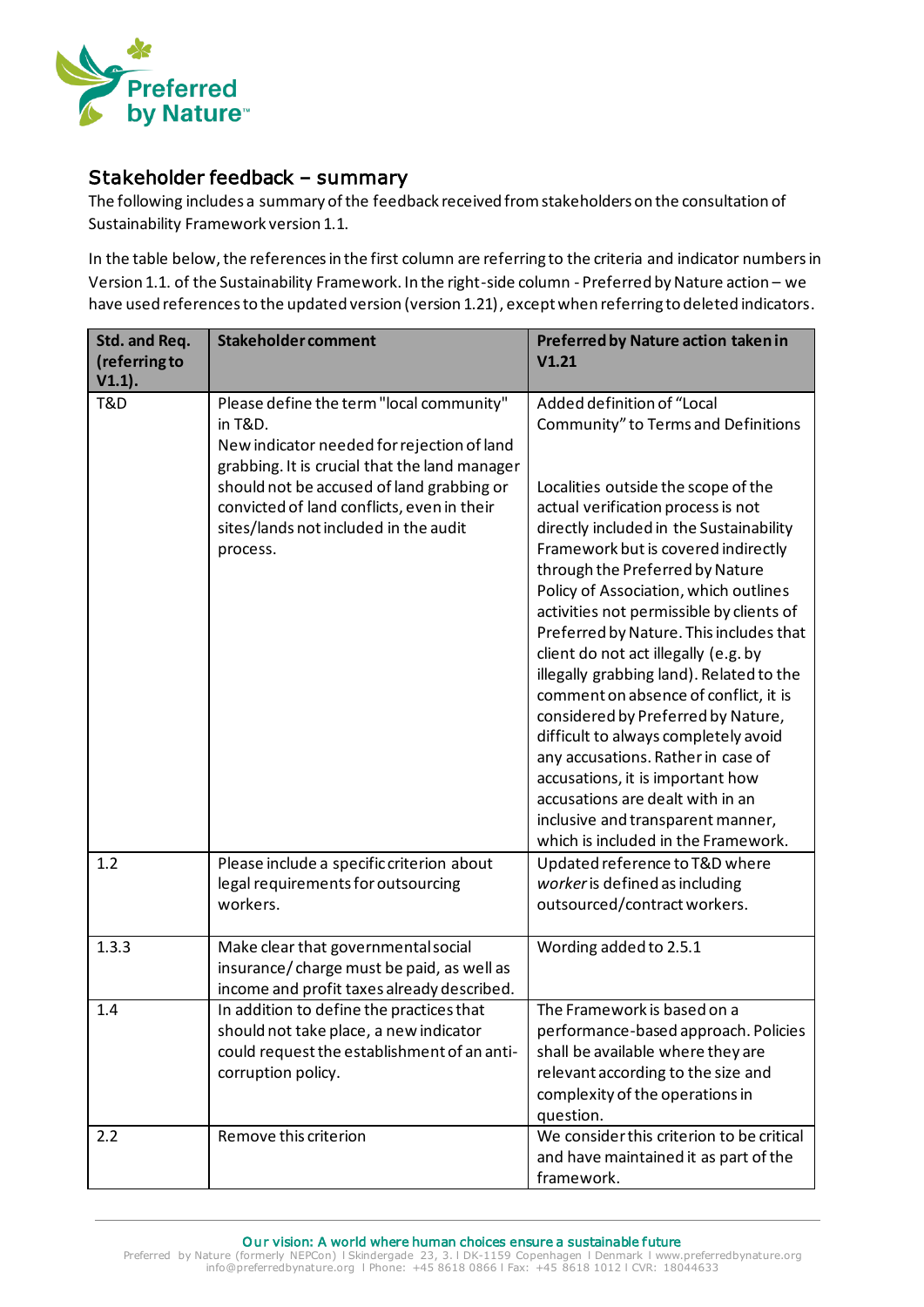## Stakeholder feedback – summary

The following includes a summary of the feedback received from stakeholders on the consultation of Sustainability Framework version 1.1.

In the table below, the references in the first column are referring to the criteria and indicator numbers in Version 1.1. of the Sustainability Framework. In the right-side column - Preferred by Nature action – we have used references to the updated version (version 1.21), except when referring to deleted indicators.

| Std. and Req. (referring to V1.1). | Stakeholder comment | Preferred by Nature action taken in V1.21 |
|---|---|---|
| T&D | Please define the term "local community" in T&D.<br>New indicator needed for rejection of land grabbing. It is crucial that the land manager should not be accused of land grabbing or convicted of land conflicts, even in their sites/lands not included in the audit process. | Added definition of "Local Community" to Terms and Definitions<br><br>Localities outside the scope of the actual verification process is not directly included in the Sustainability Framework but is covered indirectly through the Preferred by Nature Policy of Association, which outlines activities not permissible by clients of Preferred by Nature. This includes that client do not act illegally (e.g. by illegally grabbing land). Related to the comment on absence of conflict, it is considered by Preferred by Nature, difficult to always completely avoid any accusations. Rather in case of accusations, it is important how accusations are dealt with in an inclusive and transparent manner, which is included in the Framework. |
| 1.2 | Please include a specific criterion about legal requirements for outsourcing workers. | Updated reference to T&D where *worker* is defined as including outsourced/contract workers. |
| 1.3.3 | Make clear that governmental social insurance/ charge must be paid, as well as income and profit taxes already described. | Wording added to 2.5.1 |
| 1.4 | In addition to define the practices that should not take place, a new indicator could request the establishment of an anti-corruption policy. | The Framework is based on a performance-based approach. Policies shall be available where they are relevant according to the size and complexity of the operations in question. |
| 2.2 | Remove this criterion | We consider this criterion to be critical and have maintained it as part of the framework. |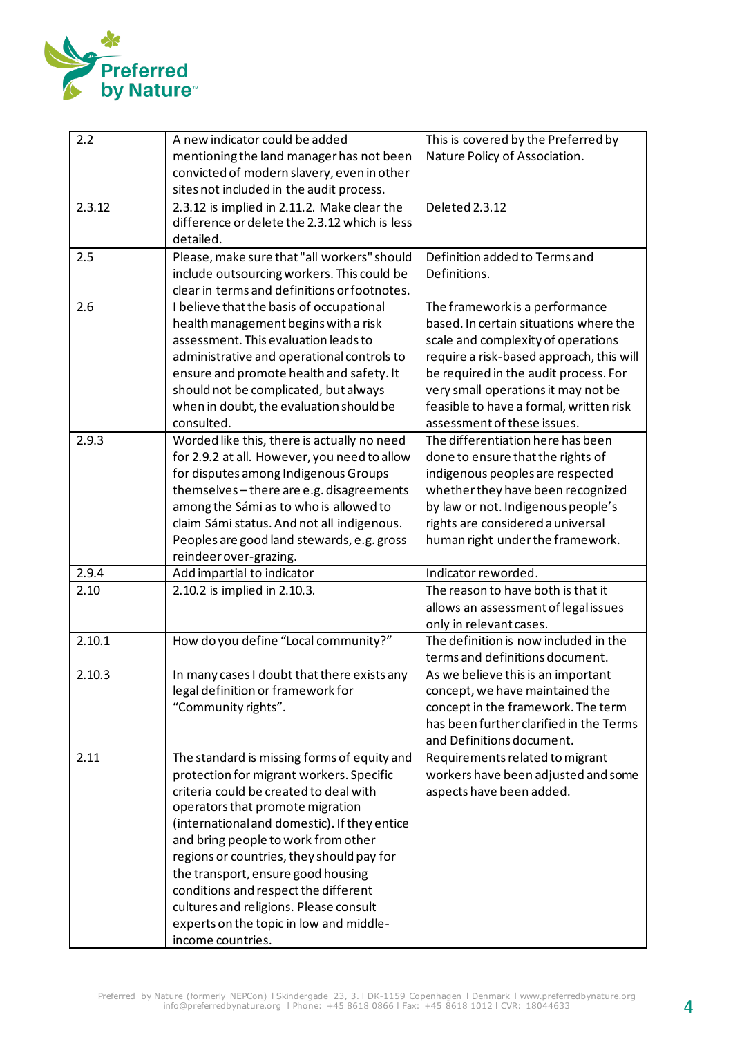| | | |
|---|---|---|
| 2.2 | A new indicator could be added mentioning the land manager has not been convicted of modern slavery, even in other sites not included in the audit process. | This is covered by the Preferred by Nature Policy of Association. |
| 2.3.12 | 2.3.12 is implied in 2.11.2. Make clear the difference or delete the 2.3.12 which is less detailed. | Deleted 2.3.12 |
| 2.5 | Please, make sure that "all workers" should include outsourcing workers. This could be clear in terms and definitions or footnotes. | Definition added to Terms and Definitions. |
| 2.6 | I believe that the basis of occupational health management begins with a risk assessment. This evaluation leads to administrative and operational controls to ensure and promote health and safety. It should not be complicated, but always when in doubt, the evaluation should be consulted. | The framework is a performance based. In certain situations where the scale and complexity of operations require a risk-based approach, this will be required in the audit process. For very small operations it may not be feasible to have a formal, written risk assessment of these issues. |
| 2.9.3 | Worded like this, there is actually no need for 2.9.2 at all. However, you need to allow for disputes among Indigenous Groups themselves – there are e.g. disagreements among the Sámi as to who is allowed to claim Sámi status. And not all indigenous. Peoples are good land stewards, e.g. gross reindeer over-grazing. | The differentiation here has been done to ensure that the rights of indigenous peoples are respected whether they have been recognized by law or not. Indigenous people's rights are considered a universal human right under the framework. |
| 2.9.4 | Add impartial to indicator | Indicator reworded. |
| 2.10 | 2.10.2 is implied in 2.10.3. | The reason to have both is that it allows an assessment of legal issues only in relevant cases. |
| 2.10.1 | How do you define "Local community?" | The definition is now included in the terms and definitions document. |
| 2.10.3 | In many cases I doubt that there exists any legal definition or framework for "Community rights". | As we believe this is an important concept, we have maintained the concept in the framework. The term has been further clarified in the Terms and Definitions document. |
| 2.11 | The standard is missing forms of equity and protection for migrant workers. Specific criteria could be created to deal with operators that promote migration (international and domestic). If they entice and bring people to work from other regions or countries, they should pay for the transport, ensure good housing conditions and respect the different cultures and religions. Please consult experts on the topic in low and middle-income countries. | Requirements related to migrant workers have been adjusted and some aspects have been added. |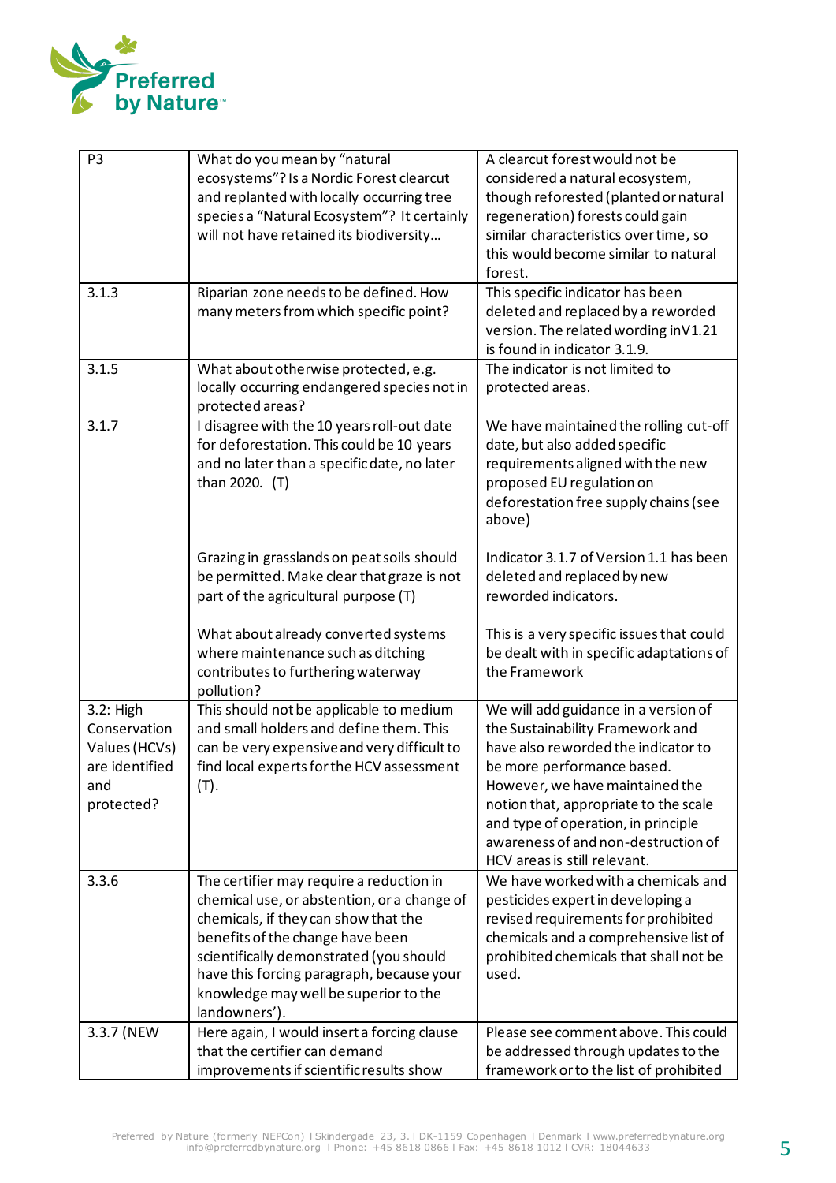| P3 | What do you mean by “natural ecosystems”? Is a Nordic Forest clearcut and replanted with locally occurring tree species a “Natural Ecosystem”? It certainly will not have retained its biodiversity… | A clearcut forest would not be considered a natural ecosystem, though reforested (planted or natural regeneration) forests could gain similar characteristics over time, so this would become similar to natural forest. |
|---|---|---|
| 3.1.3 | Riparian zone needs to be defined. How many meters from which specific point? | This specific indicator has been deleted and replaced by a reworded version. The related wording inV1.21 is found in indicator 3.1.9. |
| 3.1.5 | What about otherwise protected, e.g. locally occurring endangered species not in protected areas? | The indicator is not limited to protected areas. |
| 3.1.7 | I disagree with the 10 years roll-out date for deforestation. This could be 10 years and no later than a specific date, no later than 2020. (T)<br><br>Grazing in grasslands on peat soils should be permitted. Make clear that graze is not part of the agricultural purpose (T)<br><br>What about already converted systems where maintenance such as ditching contributes to furthering waterway pollution? | We have maintained the rolling cut-off date, but also added specific requirements aligned with the new proposed EU regulation on deforestation free supply chains (see above)<br><br>Indicator 3.1.7 of Version 1.1 has been deleted and replaced by new reworded indicators.<br><br>This is a very specific issues that could be dealt with in specific adaptations of the Framework |
| 3.2: High Conservation Values (HCVs) are identified and protected? | This should not be applicable to medium and small holders and define them. This can be very expensive and very difficult to find local experts for the HCV assessment (T). | We will add guidance in a version of the Sustainability Framework and have also reworded the indicator to be more performance based. However, we have maintained the notion that, appropriate to the scale and type of operation, in principle awareness of and non-destruction of HCV areas is still relevant. |
| 3.3.6 | The certifier may require a reduction in chemical use, or abstention, or a change of chemicals, if they can show that the benefits of the change have been scientifically demonstrated (you should have this forcing paragraph, because your knowledge may well be superior to the landowners'). | We have worked with a chemicals and pesticides expert in developing a revised requirements for prohibited chemicals and a comprehensive list of prohibited chemicals that shall not be used. |
| 3.3.7 (NEW | Here again, I would insert a forcing clause that the certifier can demand improvements if scientific results show | Please see comment above. This could be addressed through updates to the framework or to the list of prohibited |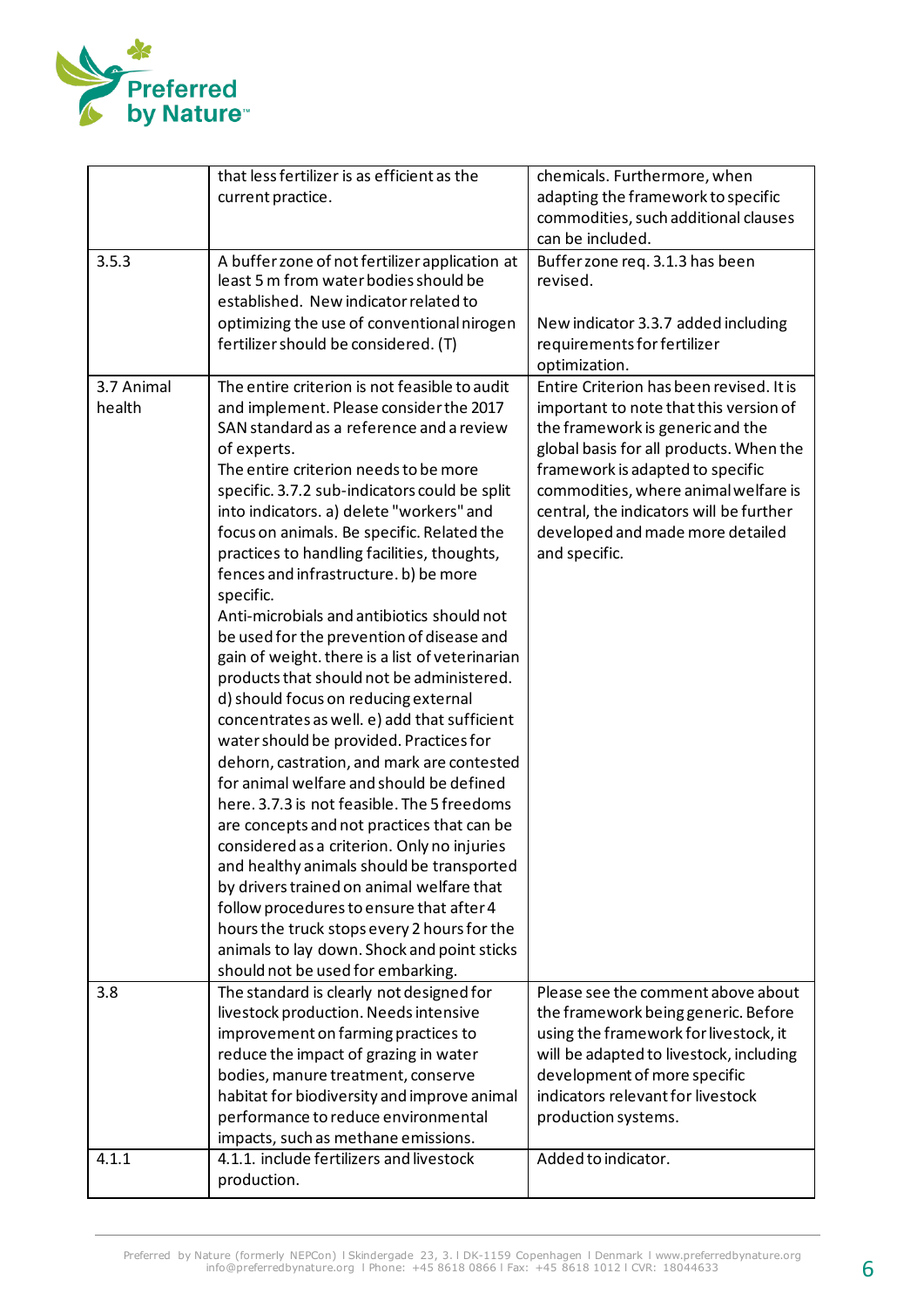| | | |
|---|---|---|
| | that less fertilizer is as efficient as the current practice. | chemicals. Furthermore, when adapting the framework to specific commodities, such additional clauses can be included. |
| 3.5.3 | A buffer zone of not fertilizer application at least 5 m from water bodies should be established. New indicator related to optimizing the use of conventional nirogen fertilizer should be considered. (T) | Buffer zone req. 3.1.3 has been revised.<br><br>New indicator 3.3.7 added including requirements for fertilizer optimization. |
| 3.7 Animal health | The entire criterion is not feasible to audit and implement. Please consider the 2017 SAN standard as a reference and a review of experts.<br>The entire criterion needs to be more specific. 3.7.2 sub-indicators could be split into indicators. a) delete "workers" and focus on animals. Be specific. Related the practices to handling facilities, thoughts, fences and infrastructure. b) be more specific.<br>Anti-microbials and antibiotics should not be used for the prevention of disease and gain of weight. there is a list of veterinarian products that should not be administered. d) should focus on reducing external concentrates as well. e) add that sufficient water should be provided. Practices for dehorn, castration, and mark are contested for animal welfare and should be defined here. 3.7.3 is not feasible. The 5 freedoms are concepts and not practices that can be considered as a criterion. Only no injuries and healthy animals should be transported by drivers trained on animal welfare that follow procedures to ensure that after 4 hours the truck stops every 2 hours for the animals to lay down. Shock and point sticks should not be used for embarking. | Entire Criterion has been revised. It is important to note that this version of the framework is generic and the global basis for all products. When the framework is adapted to specific commodities, where animal welfare is central, the indicators will be further developed and made more detailed and specific. |
| 3.8 | The standard is clearly not designed for livestock production. Needs intensive improvement on farming practices to reduce the impact of grazing in water bodies, manure treatment, conserve habitat for biodiversity and improve animal performance to reduce environmental impacts, such as methane emissions. | Please see the comment above about the framework being generic. Before using the framework for livestock, it will be adapted to livestock, including development of more specific indicators relevant for livestock production systems. |
| 4.1.1 | 4.1.1. include fertilizers and livestock production. | Added to indicator. |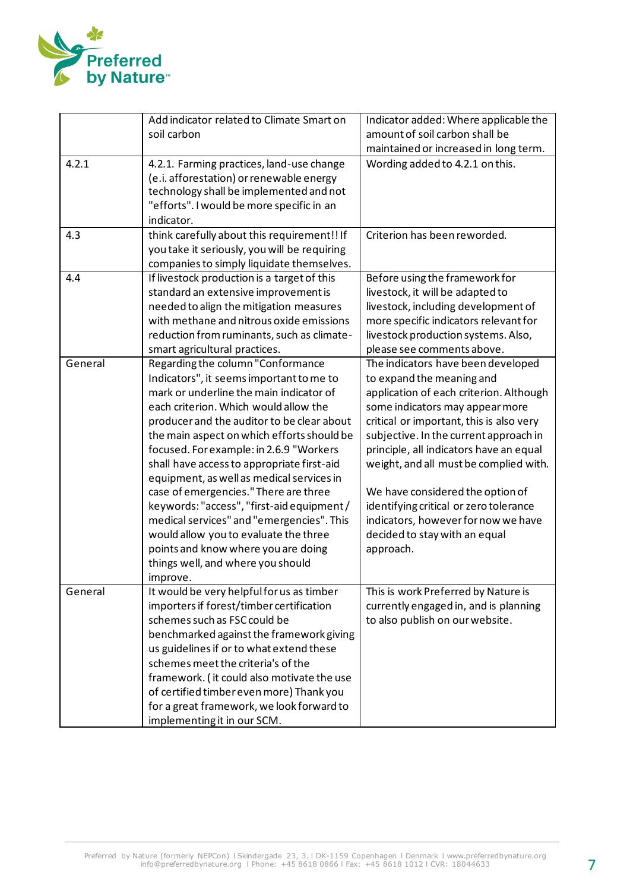| | | |
|---|---|---|
| | Add indicator related to Climate Smart on soil carbon | Indicator added: Where applicable the amount of soil carbon shall be maintained or increased in long term. |
| 4.2.1 | 4.2.1. Farming practices, land-use change (e.i. afforestation) or renewable energy technology shall be implemented and not "efforts". I would be more specific in an indicator. | Wording added to 4.2.1 on this. |
| 4.3 | think carefully about this requirement!! If you take it seriously, you will be requiring companies to simply liquidate themselves. | Criterion has been reworded. |
| 4.4 | If livestock production is a target of this standard an extensive improvement is needed to align the mitigation measures with methane and nitrous oxide emissions reduction from ruminants, such as climate-smart agricultural practices. | Before using the framework for livestock, it will be adapted to livestock, including development of more specific indicators relevant for livestock production systems. Also, please see comments above. |
| General | Regarding the column "Conformance Indicators", it seems important to me to mark or underline the main indicator of each criterion. Which would allow the producer and the auditor to be clear about the main aspect on which efforts should be focused. For example: in 2.6.9 "Workers shall have access to appropriate first-aid equipment, as well as medical services in case of emergencies." There are three keywords: "access", "first-aid equipment / medical services" and "emergencies". This would allow you to evaluate the three points and know where you are doing things well, and where you should improve. | The indicators have been developed to expand the meaning and application of each criterion. Although some indicators may appear more critical or important, this is also very subjective. In the current approach in principle, all indicators have an equal weight, and all must be complied with.<br><br>We have considered the option of identifying critical or zero tolerance indicators, however for now we have decided to stay with an equal approach. |
| General | It would be very helpful for us as timber importers if forest/timber certification schemes such as FSC could be benchmarked against the framework giving us guidelines if or to what extend these schemes meet the criteria's of the framework. ( it could also motivate the use of certified timber even more) Thank you for a great framework, we look forward to implementing it in our SCM. | This is work Preferred by Nature is currently engaged in, and is planning to also publish on our website. |